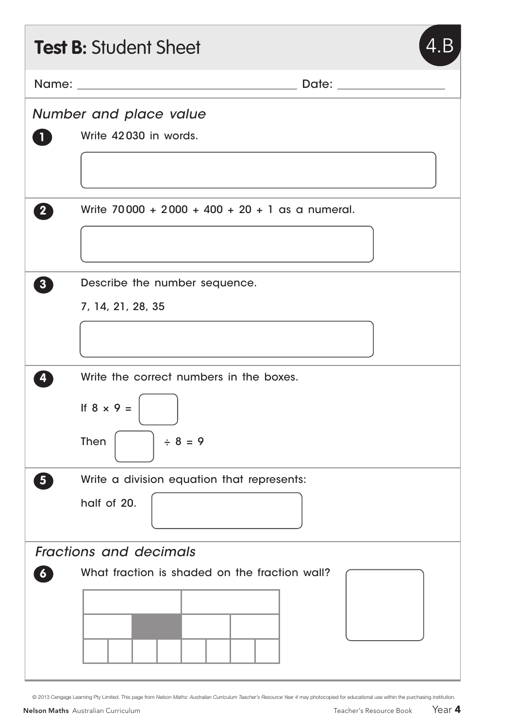# **Test B:** Student Sheet 4.B

Name: ______________________ Date: ______________

*Number and place value*

**1** Write 42 030 in words.

**2** Write 70 000 + 2 000 + 400 + 20 + 1 as a numeral.

**3** Describe the number sequence.

7, 14, 21, 28, 35

**4** Write the correct numbers in the boxes.

If $8 \times 9 =$ ☐

Then ☐ $\div 8 = 9$

**5** Write a division equation that represents:

half of 20.

*Fractions and decimals*

**6** What fraction is shaded on the fraction wall?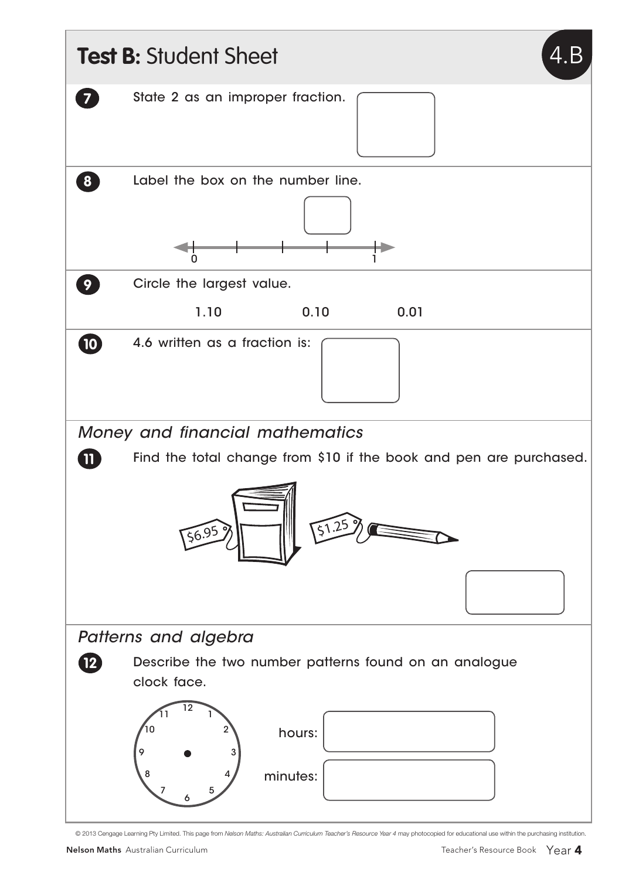# Test B: Student Sheet

4.B

**7** State 2 as an improper fraction.

**8** Label the box on the number line.

0 1

**9** Circle the largest value.

1.10 0.10 0.01

**10** 4.6 written as a fraction is:

## *Money and financial mathematics*

**11** Find the total change from $10 if the book and pen are purchased.

$6.95 $1.25

## *Patterns and algebra*

**12** Describe the two number patterns found on an analogue clock face.

12 1 2 3 4 5 6 7 8 9 10 11

hours:

minutes:

© 2013 Cengage Learning Pty Limited. This page from *Nelson Maths: Australian Curriculum Teacher's Resource Year 4* may photocopied for educational use within the purchasing institution.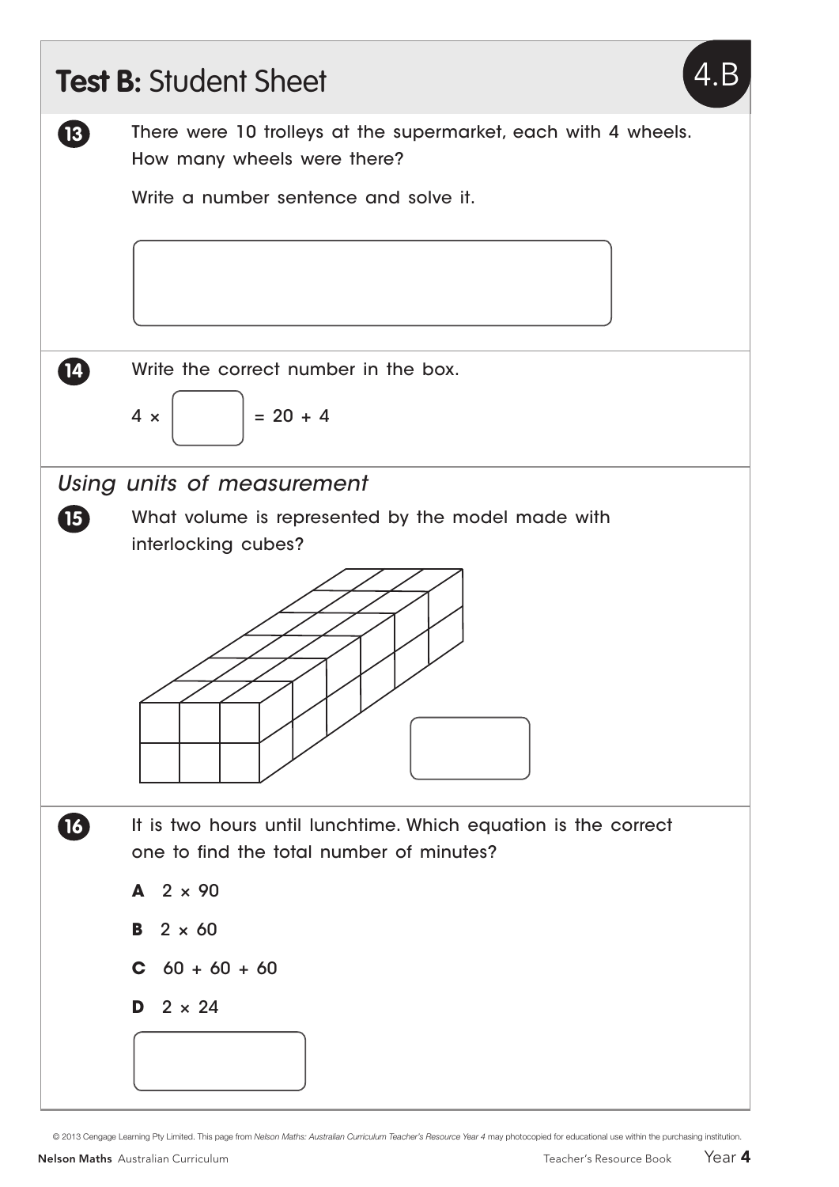# **Test B:** Student Sheet

**4.B**

**13** There were 10 trolleys at the supermarket, each with 4 wheels. How many wheels were there?

Write a number sentence and solve it.

[ ]

**14** Write the correct number in the box.

$4 \times \square = 20 + 4$

*Using units of measurement*

**15** What volume is represented by the model made with interlocking cubes?

[ ]

**16** It is two hours until lunchtime. Which equation is the correct one to find the total number of minutes?

**A** $2 \times 90$

**B** $2 \times 60$

**C** $60 + 60 + 60$

**D** $2 \times 24$

[ ]

© 2013 Cengage Learning Pty Limited. This page from *Nelson Maths: Australian Curriculum Teacher's Resource Year 4* may photocopied for educational use within the purchasing institution.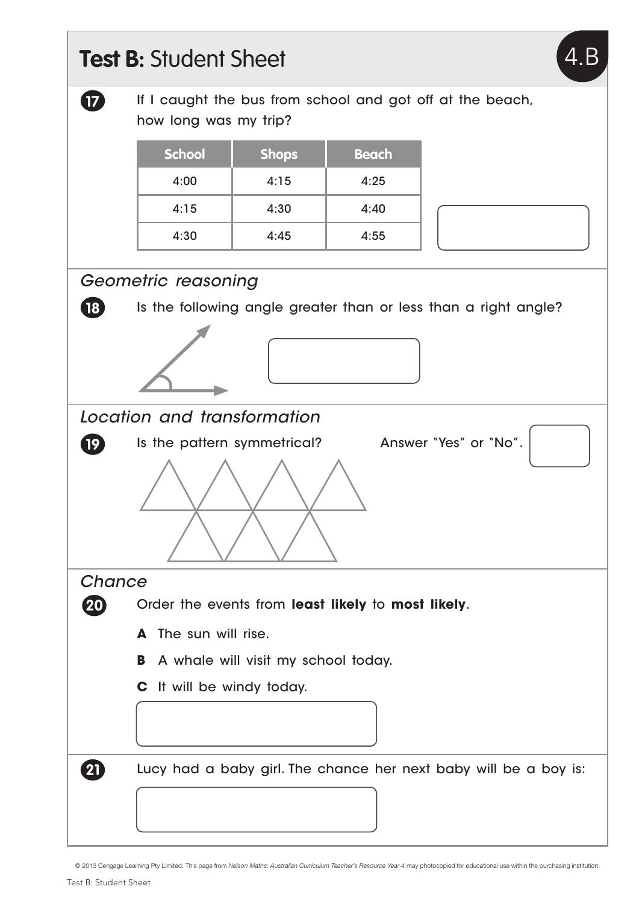# Test B: Student Sheet

4.B

**17** If I caught the bus from school and got off at the beach, how long was my trip?

| School | Shops | Beach |
|---|---|---|
| 4:00 | 4:15 | 4:25 |
| 4:15 | 4:30 | 4:40 |
| 4:30 | 4:45 | 4:55 |

## *Geometric reasoning*

**18** Is the following angle greater than or less than a right angle?

## *Location and transformation*

**19** Is the pattern symmetrical? Answer "Yes" or "No".

## *Chance*

**20** Order the events from **least likely** to **most likely**.

**A** The sun will rise.

**B** A whale will visit my school today.

**C** It will be windy today.

**21** Lucy had a baby girl. The chance her next baby will be a boy is:

© 2013 Cengage Learning Pty Limited. This page from *Nelson Maths: Australian Curriculum Teacher's Resource Year 4* may photocopied for educational use within the purchasing institution.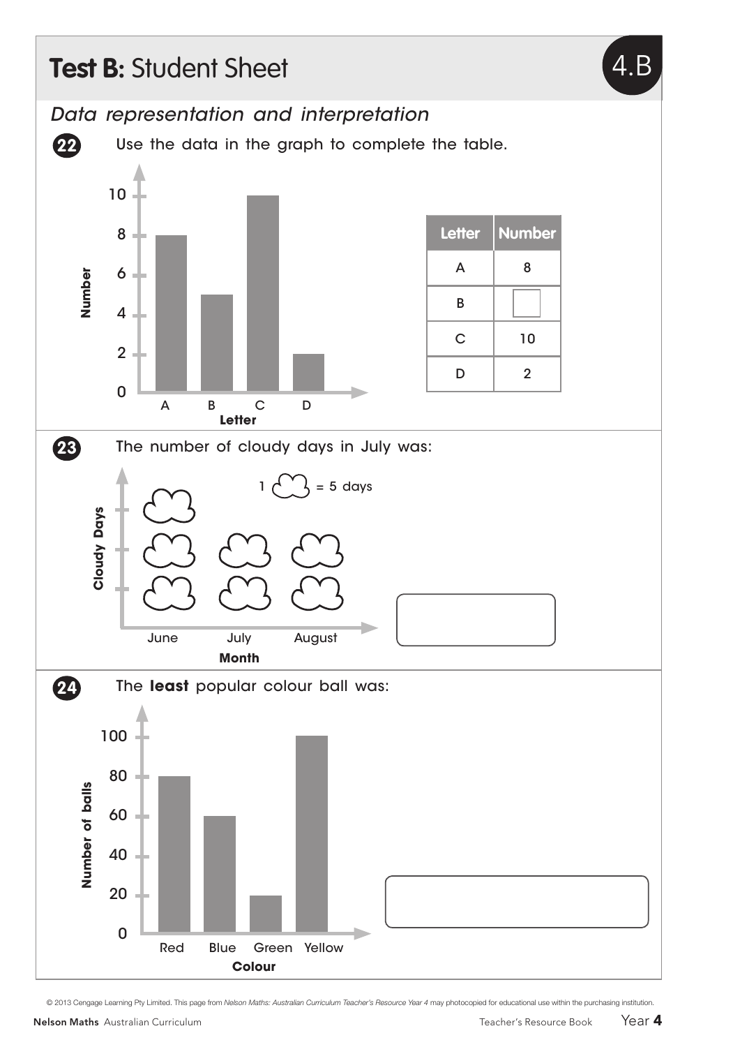# Test B: Student Sheet

4.B

*Data representation and interpretation*

**22** Use the data in the graph to complete the table.

Number

10
8
6
4
2
0

A B C D

Letter

| Letter | Number |
|---|---|
| A | 8 |
| B | |
| C | 10 |
| D | 2 |

**23** The number of cloudy days in July was:

1 ☁ = 5 days

Cloudy Days

June July August

Month

**24** The **least** popular colour ball was:

Number of balls

100
80
60
40
20
0

Red Blue Green Yellow

Colour

© 2013 Cengage Learning Pty Limited. This page from *Nelson Maths: Australian Curriculum Teacher's Resource Year 4* may photocopied for educational use within the purchasing institution.